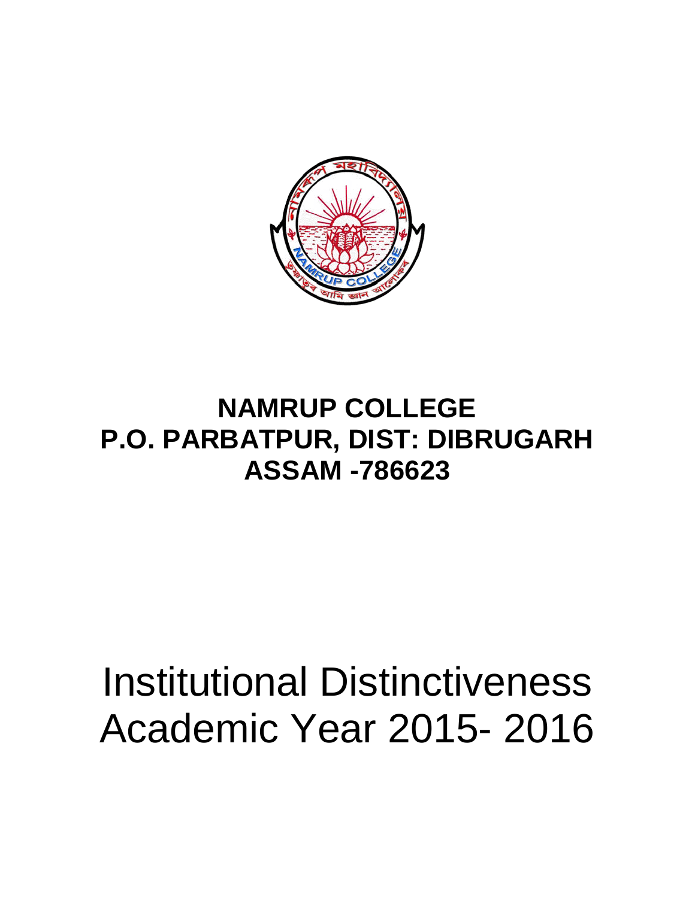# NAMRUP COLLEGE
## P.O. PARBATPUR, DIST: DIBRUGARH
## ASSAM -786623

# Institutional Distinctiveness
# Academic Year 2015- 2016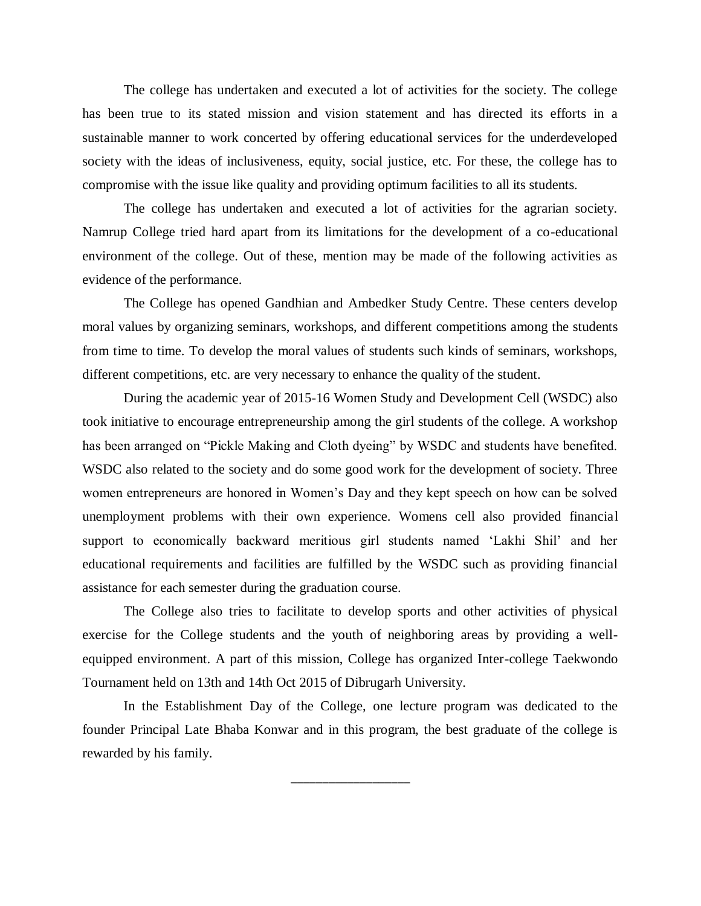The college has undertaken and executed a lot of activities for the society. The college has been true to its stated mission and vision statement and has directed its efforts in a sustainable manner to work concerted by offering educational services for the underdeveloped society with the ideas of inclusiveness, equity, social justice, etc. For these, the college has to compromise with the issue like quality and providing optimum facilities to all its students.

The college has undertaken and executed a lot of activities for the agrarian society. Namrup College tried hard apart from its limitations for the development of a co-educational environment of the college. Out of these, mention may be made of the following activities as evidence of the performance.

The College has opened Gandhian and Ambedker Study Centre. These centers develop moral values by organizing seminars, workshops, and different competitions among the students from time to time. To develop the moral values of students such kinds of seminars, workshops, different competitions, etc. are very necessary to enhance the quality of the student.

During the academic year of 2015-16 Women Study and Development Cell (WSDC) also took initiative to encourage entrepreneurship among the girl students of the college. A workshop has been arranged on "Pickle Making and Cloth dyeing" by WSDC and students have benefited. WSDC also related to the society and do some good work for the development of society. Three women entrepreneurs are honored in Women's Day and they kept speech on how can be solved unemployment problems with their own experience. Womens cell also provided financial support to economically backward meritious girl students named 'Lakhi Shil' and her educational requirements and facilities are fulfilled by the WSDC such as providing financial assistance for each semester during the graduation course.

The College also tries to facilitate to develop sports and other activities of physical exercise for the College students and the youth of neighboring areas by providing a well-equipped environment. A part of this mission, College has organized Inter-college Taekwondo Tournament held on 13th and 14th Oct 2015 of Dibrugarh University.

In the Establishment Day of the College, one lecture program was dedicated to the founder Principal Late Bhaba Konwar and in this program, the best graduate of the college is rewarded by his family.

---